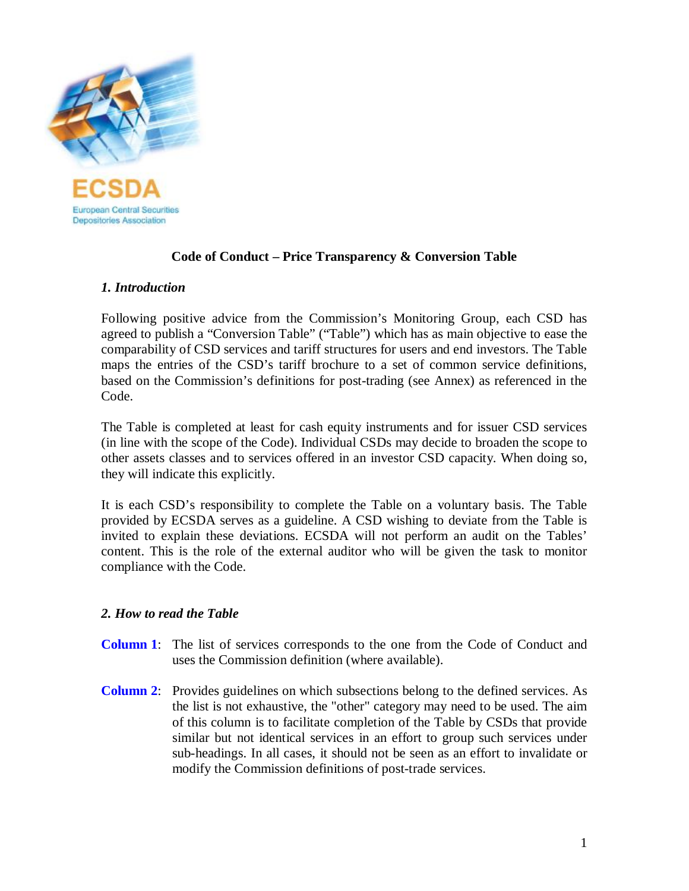ECSDA

European Central Securities Depositories Association

# Code of Conduct – Price Transparency & Conversion Table

## *1. Introduction*

Following positive advice from the Commission's Monitoring Group, each CSD has agreed to publish a "Conversion Table" ("Table") which has as main objective to ease the comparability of CSD services and tariff structures for users and end investors. The Table maps the entries of the CSD's tariff brochure to a set of common service definitions, based on the Commission's definitions for post-trading (see Annex) as referenced in the Code.

The Table is completed at least for cash equity instruments and for issuer CSD services (in line with the scope of the Code). Individual CSDs may decide to broaden the scope to other assets classes and to services offered in an investor CSD capacity. When doing so, they will indicate this explicitly.

It is each CSD's responsibility to complete the Table on a voluntary basis. The Table provided by ECSDA serves as a guideline. A CSD wishing to deviate from the Table is invited to explain these deviations. ECSDA will not perform an audit on the Tables' content. This is the role of the external auditor who will be given the task to monitor compliance with the Code.

## *2. How to read the Table*

**Column 1**: The list of services corresponds to the one from the Code of Conduct and uses the Commission definition (where available).

**Column 2**: Provides guidelines on which subsections belong to the defined services. As the list is not exhaustive, the "other" category may need to be used. The aim of this column is to facilitate completion of the Table by CSDs that provide similar but not identical services in an effort to group such services under sub-headings. In all cases, it should not be seen as an effort to invalidate or modify the Commission definitions of post-trade services.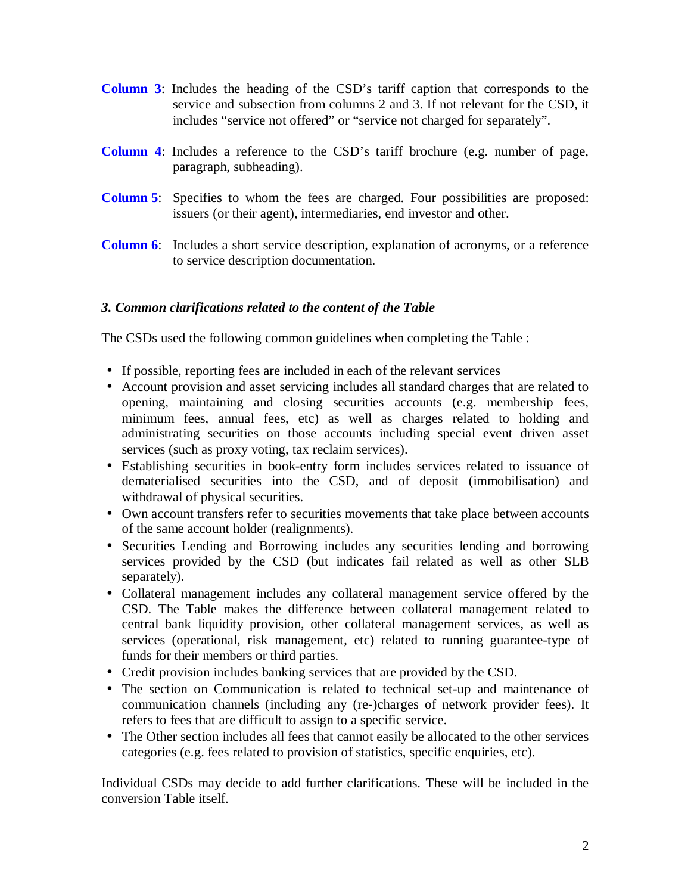**Column 3**: Includes the heading of the CSD's tariff caption that corresponds to the service and subsection from columns 2 and 3. If not relevant for the CSD, it includes "service not offered" or "service not charged for separately".

**Column 4**: Includes a reference to the CSD's tariff brochure (e.g. number of page, paragraph, subheading).

**Column 5**: Specifies to whom the fees are charged. Four possibilities are proposed: issuers (or their agent), intermediaries, end investor and other.

**Column 6**: Includes a short service description, explanation of acronyms, or a reference to service description documentation.

### *3. Common clarifications related to the content of the Table*

The CSDs used the following common guidelines when completing the Table :

- If possible, reporting fees are included in each of the relevant services
- Account provision and asset servicing includes all standard charges that are related to opening, maintaining and closing securities accounts (e.g. membership fees, minimum fees, annual fees, etc) as well as charges related to holding and administrating securities on those accounts including special event driven asset services (such as proxy voting, tax reclaim services).
- Establishing securities in book-entry form includes services related to issuance of dematerialised securities into the CSD, and of deposit (immobilisation) and withdrawal of physical securities.
- Own account transfers refer to securities movements that take place between accounts of the same account holder (realignments).
- Securities Lending and Borrowing includes any securities lending and borrowing services provided by the CSD (but indicates fail related as well as other SLB separately).
- Collateral management includes any collateral management service offered by the CSD. The Table makes the difference between collateral management related to central bank liquidity provision, other collateral management services, as well as services (operational, risk management, etc) related to running guarantee-type of funds for their members or third parties.
- Credit provision includes banking services that are provided by the CSD.
- The section on Communication is related to technical set-up and maintenance of communication channels (including any (re-)charges of network provider fees). It refers to fees that are difficult to assign to a specific service.
- The Other section includes all fees that cannot easily be allocated to the other services categories (e.g. fees related to provision of statistics, specific enquiries, etc).

Individual CSDs may decide to add further clarifications. These will be included in the conversion Table itself.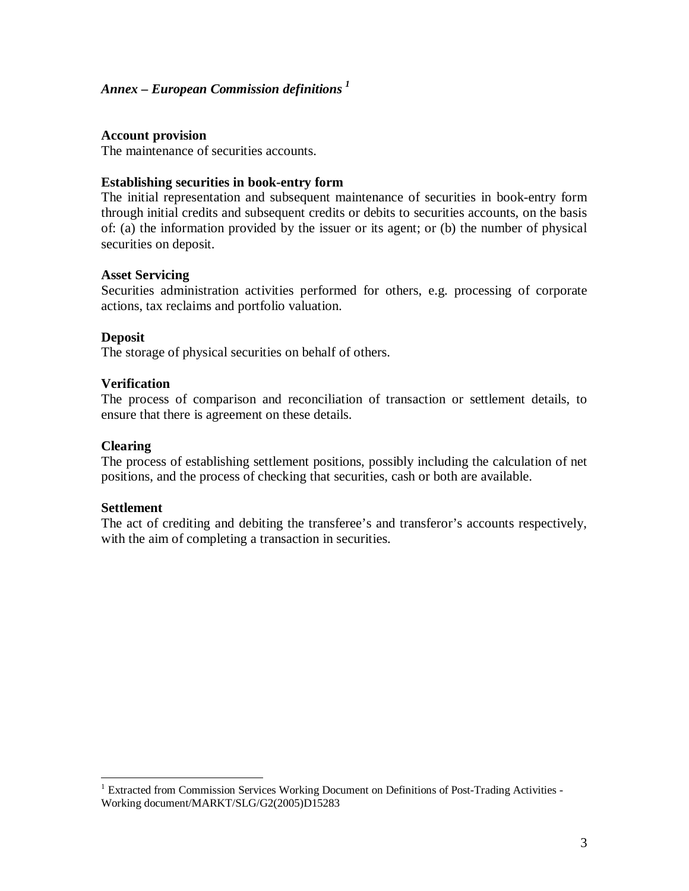***Annex – European Commission definitions*** [1]

**Account provision**
The maintenance of securities accounts.

**Establishing securities in book-entry form**
The initial representation and subsequent maintenance of securities in book-entry form through initial credits and subsequent credits or debits to securities accounts, on the basis of: (a) the information provided by the issuer or its agent; or (b) the number of physical securities on deposit.

**Asset Servicing**
Securities administration activities performed for others, e.g. processing of corporate actions, tax reclaims and portfolio valuation.

**Deposit**
The storage of physical securities on behalf of others.

**Verification**
The process of comparison and reconciliation of transaction or settlement details, to ensure that there is agreement on these details.

**Clearing**
The process of establishing settlement positions, possibly including the calculation of net positions, and the process of checking that securities, cash or both are available.

**Settlement**
The act of crediting and debiting the transferee's and transferor's accounts respectively, with the aim of completing a transaction in securities.

---

[1] Extracted from Commission Services Working Document on Definitions of Post-Trading Activities - Working document/MARKT/SLG/G2(2005)D15283